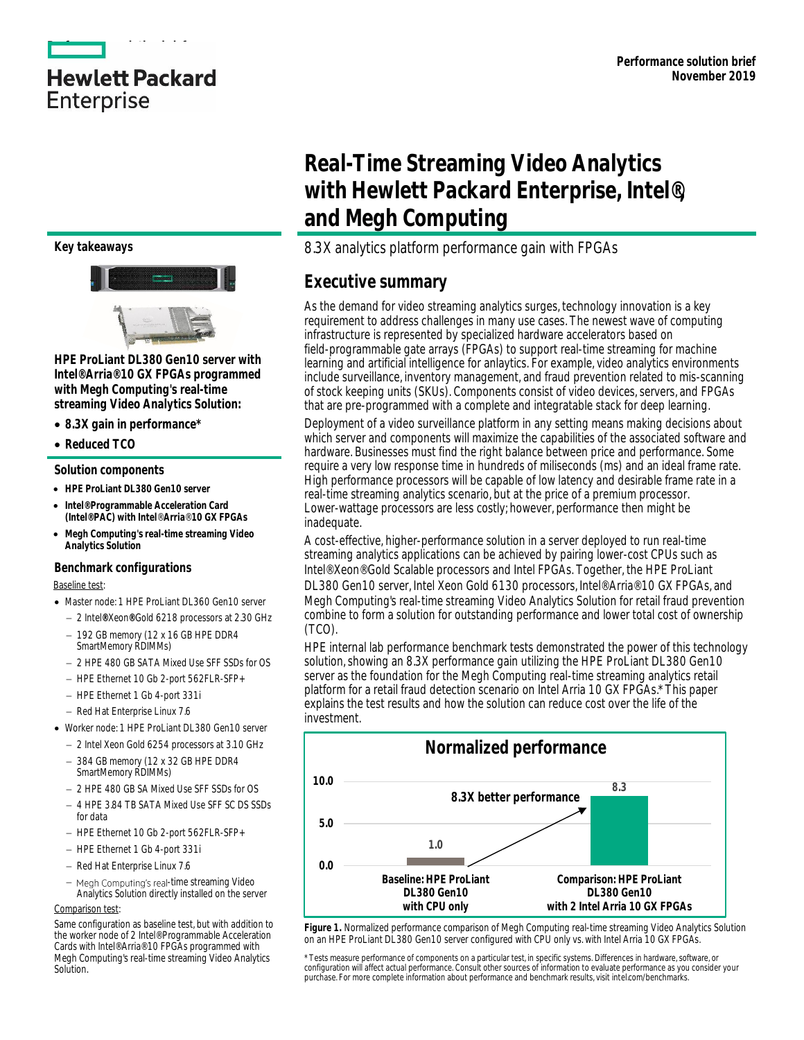Performance solution brief
November 2019

# Real-Time Streaming Video Analytics with Hewlett Packard Enterprise, Intel®, and Megh Computing

8.3X analytics platform performance gain with FPGAs

## Executive summary

As the demand for video streaming analytics surges, technology innovation is a key requirement to address challenges in many use cases. The newest wave of computing infrastructure is represented by specialized hardware accelerators based on field-programmable gate arrays (FPGAs) to support real-time streaming for machine learning and artificial intelligence for anlaytics. For example, video analytics environments include surveillance, inventory management, and fraud prevention related to mis-scanning of stock keeping units (SKUs). Components consist of video devices, servers, and FPGAs that are pre-programmed with a complete and integratable stack for deep learning.

Deployment of a video surveillance platform in any setting means making decisions about which server and components will maximize the capabilities of the associated software and hardware. Businesses must find the right balance between price and performance. Some require a very low response time in hundreds of miliseconds (ms) and an ideal frame rate. High performance processors will be capable of low latency and desirable frame rate in a real-time streaming analytics scenario, but at the price of a premium processor. Lower-wattage processors are less costly; however, performance then might be inadequate.

A cost-effective, higher-performance solution in a server deployed to run real-time streaming analytics applications can be achieved by pairing lower-cost CPUs such as Intel® Xeon® Gold Scalable processors and Intel FPGAs. Together, the HPE ProLiant DL380 Gen10 server, Intel Xeon Gold 6130 processors, Intel® Arria® 10 GX FPGAs, and Megh Computing's real-time streaming Video Analytics Solution for retail fraud prevention combine to form a solution for outstanding performance and lower total cost of ownership (TCO).

HPE internal lab performance benchmark tests demonstrated the power of this technology solution, showing an 8.3X performance gain utilizing the HPE ProLiant DL380 Gen10 server as the foundation for the Megh Computing real-time streaming analytics retail platform for a retail fraud detection scenario on Intel Arria 10 GX FPGAs.* This paper explains the test results and how the solution can reduce cost over the life of the investment.

**Normalized performance**

| Configuration | Normalized performance |
|---|---|
| Baseline: HPE ProLiant DL380 Gen10 with CPU only | 1.0 |
| Comparison: HPE ProLiant DL380 Gen10 with 2 Intel Arria 10 GX FPGAs | 8.3 |

8.3X better performance

**Figure 1.** Normalized performance comparison of Megh Computing real-time streaming Video Analytics Solution on an HPE ProLiant DL380 Gen10 server configured with CPU only vs. with Intel Arria 10 GX FPGAs.

\* Tests measure performance of components on a particular test, in specific systems. Differences in hardware, software, or configuration will affect actual performance. Consult other sources of information to evaluate performance as you consider your purchase. For more complete information about performance and benchmark results, visit intel.com/benchmarks.

### Key takeaways

**HPE ProLiant DL380 Gen10 server with Intel® Arria® 10 GX FPGAs programmed with Megh Computing's real-time streaming Video Analytics Solution:**

- **8.3X gain in performance***
- **Reduced TCO**

### Solution components

- **HPE ProLiant DL380 Gen10 server**
- **Intel® Programmable Acceleration Card (Intel® PAC) with Intel® Arria® 10 GX FPGAs**
- **Megh Computing's real-time streaming Video Analytics Solution**

### Benchmark configurations

Baseline test:

- Master node: 1 HPE ProLiant DL360 Gen10 server
  - 2 Intel® Xeon® Gold 6218 processors at 2.30 GHz
  - 192 GB memory (12 x 16 GB HPE DDR4 SmartMemory RDIMMs)
  - 2 HPE 480 GB SATA Mixed Use SFF SSDs for OS
  - HPE Ethernet 10 Gb 2-port 562FLR-SFP+
  - HPE Ethernet 1 Gb 4-port 331i
  - Red Hat Enterprise Linux 7.6
- Worker node: 1 HPE ProLiant DL380 Gen10 server
  - 2 Intel Xeon Gold 6254 processors at 3.10 GHz
  - 384 GB memory (12 x 32 GB HPE DDR4 SmartMemory RDIMMs)
  - 2 HPE 480 GB SA Mixed Use SFF SSDs for OS
  - 4 HPE 3.84 TB SATA Mixed Use SFF SC DS SSDs for data
  - HPE Ethernet 10 Gb 2-port 562FLR-SFP+
  - HPE Ethernet 1 Gb 4-port 331i
  - Red Hat Enterprise Linux 7.6
  - Megh Computing's real-time streaming Video Analytics Solution directly installed on the server

Comparison test:

Same configuration as baseline test, but with addition to the worker node of 2 Intel® Programmable Acceleration Cards with Intel® Arria® 10 FPGAs programmed with Megh Computing's real-time streaming Video Analytics Solution.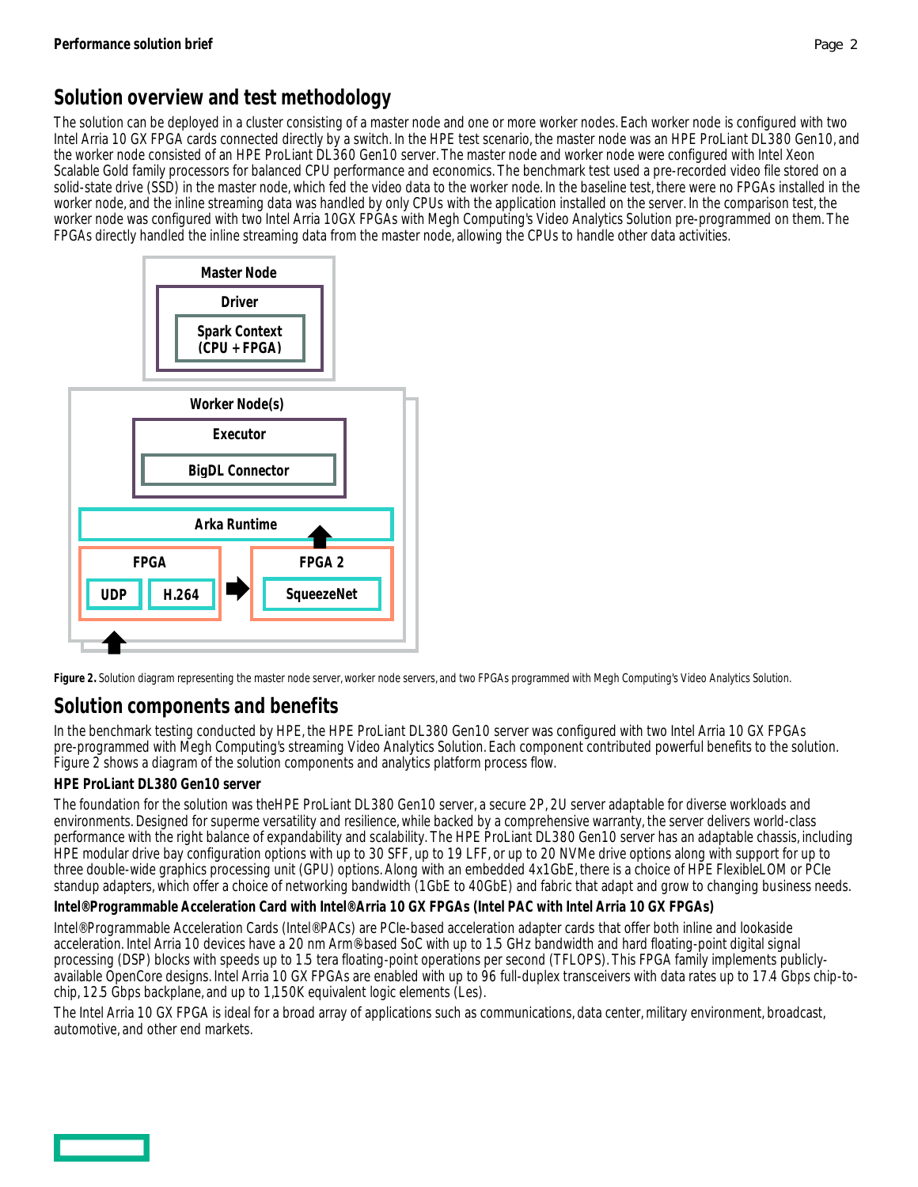## Solution overview and test methodology

The solution can be deployed in a cluster consisting of a master node and one or more worker nodes. Each worker node is configured with two Intel Arria 10 GX FPGA cards connected directly by a switch. In the HPE test scenario, the master node was an HPE ProLiant DL380 Gen10, and the worker node consisted of an HPE ProLiant DL360 Gen10 server. The master node and worker node were configured with Intel Xeon Scalable Gold family processors for balanced CPU performance and economics. The benchmark test used a pre-recorded video file stored on a solid-state drive (SSD) in the master node, which fed the video data to the worker node. In the baseline test, there were no FPGAs installed in the worker node, and the inline streaming data was handled by only CPUs with the application installed on the server. In the comparison test, the worker node was configured with two Intel Arria 10GX FPGAs with Megh Computing's Video Analytics Solution pre-programmed on them. The FPGAs directly handled the inline streaming data from the master node, allowing the CPUs to handle other data activities.

Master Node
Driver
Spark Context (CPU + FPGA)

Worker Node(s)
Executor
BigDL Connector
Arka Runtime
FPGA: UDP, H.264
FPGA 2: SqueezeNet

**Figure 2.** Solution diagram representing the master node server, worker node servers, and two FPGAs programmed with Megh Computing's Video Analytics Solution.

## Solution components and benefits

In the benchmark testing conducted by HPE, the HPE ProLiant DL380 Gen10 server was configured with two Intel Arria 10 GX FPGAs pre-programmed with Megh Computing's streaming Video Analytics Solution. Each component contributed powerful benefits to the solution. Figure 2 shows a diagram of the solution components and analytics platform process flow.

### HPE ProLiant DL380 Gen10 server

The foundation for the solution was theHPE ProLiant DL380 Gen10 server, a secure 2P, 2U server adaptable for diverse workloads and environments. Designed for superme versatility and resilience, while backed by a comprehensive warranty, the server delivers world-class performance with the right balance of expandability and scalability. The HPE ProLiant DL380 Gen10 server has an adaptable chassis, including HPE modular drive bay configuration options with up to 30 SFF, up to 19 LFF, or up to 20 NVMe drive options along with support for up to three double-wide graphics processing unit (GPU) options. Along with an embedded 4x1GbE, there is a choice of HPE FlexibleLOM or PCIe standup adapters, which offer a choice of networking bandwidth (1GbE to 40GbE) and fabric that adapt and grow to changing business needs.

### Intel® Programmable Acceleration Card with Intel® Arria 10 GX FPGAs (Intel PAC with Intel Arria 10 GX FPGAs)

Intel® Programmable Acceleration Cards (Intel® PACs) are PCIe-based acceleration adapter cards that offer both inline and lookaside acceleration. Intel Arria 10 devices have a 20 nm Arm®-based SoC with up to 1.5 GHz bandwidth and hard floating-point digital signal processing (DSP) blocks with speeds up to 1.5 tera floating-point operations per second (TFLOPS). This FPGA family implements publicly-available OpenCore designs. Intel Arria 10 GX FPGAs are enabled with up to 96 full-duplex transceivers with data rates up to 17.4 Gbps chip-to-chip, 12.5 Gbps backplane, and up to 1,150K equivalent logic elements (Les).

The Intel Arria 10 GX FPGA is ideal for a broad array of applications such as communications, data center, military environment, broadcast, automotive, and other end markets.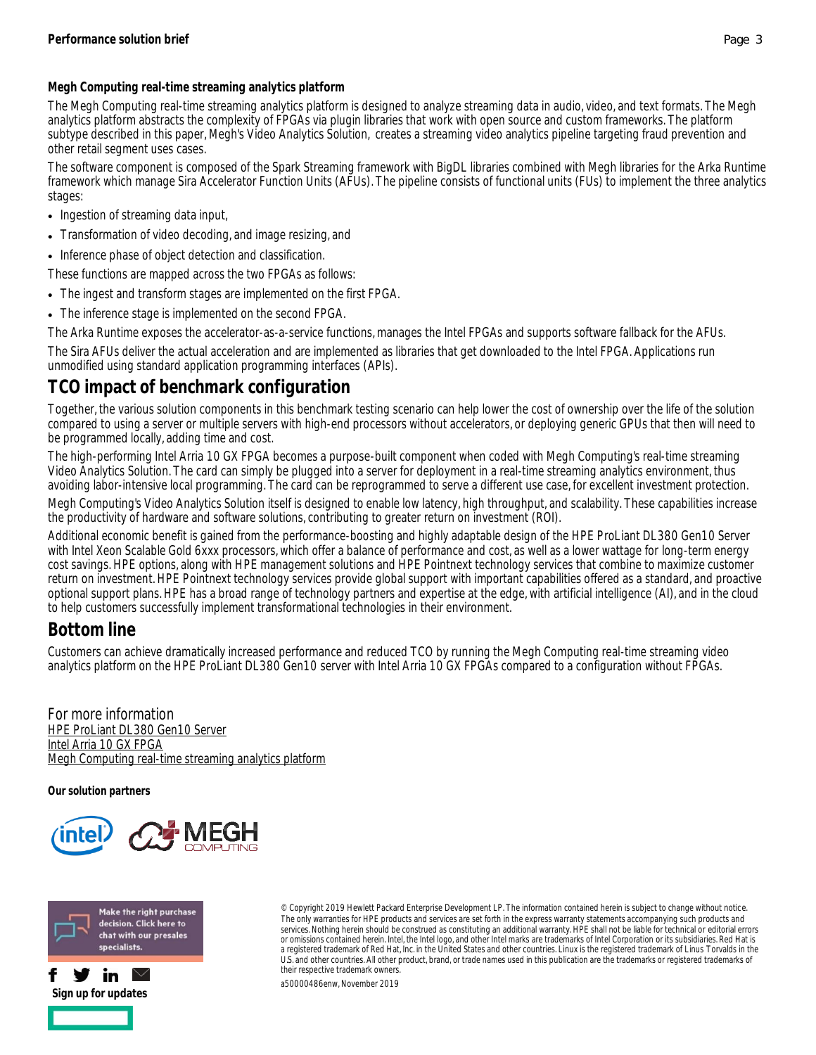### Megh Computing real-time streaming analytics platform

The Megh Computing real-time streaming analytics platform is designed to analyze streaming data in audio, video, and text formats. The Megh analytics platform abstracts the complexity of FPGAs via plugin libraries that work with open source and custom frameworks. The platform subtype described in this paper, Megh's Video Analytics Solution, creates a streaming video analytics pipeline targeting fraud prevention and other retail segment uses cases.

The software component is composed of the Spark Streaming framework with BigDL libraries combined with Megh libraries for the Arka Runtime framework which manage Sira Accelerator Function Units (AFUs). The pipeline consists of functional units (FUs) to implement the three analytics stages:

- Ingestion of streaming data input,
- Transformation of video decoding, and image resizing, and
- Inference phase of object detection and classification.

These functions are mapped across the two FPGAs as follows:

- The ingest and transform stages are implemented on the first FPGA.
- The inference stage is implemented on the second FPGA.

The Arka Runtime exposes the accelerator-as-a-service functions, manages the Intel FPGAs and supports software fallback for the AFUs.

The Sira AFUs deliver the actual acceleration and are implemented as libraries that get downloaded to the Intel FPGA. Applications run unmodified using standard application programming interfaces (APIs).

## TCO impact of benchmark configuration

Together, the various solution components in this benchmark testing scenario can help lower the cost of ownership over the life of the solution compared to using a server or multiple servers with high-end processors without accelerators, or deploying generic GPUs that then will need to be programmed locally, adding time and cost.

The high-performing Intel Arria 10 GX FPGA becomes a purpose-built component when coded with Megh Computing's real-time streaming Video Analytics Solution. The card can simply be plugged into a server for deployment in a real-time streaming analytics environment, thus avoiding labor-intensive local programming. The card can be reprogrammed to serve a different use case, for excellent investment protection.

Megh Computing's Video Analytics Solution itself is designed to enable low latency, high throughput, and scalability. These capabilities increase the productivity of hardware and software solutions, contributing to greater return on investment (ROI).

Additional economic benefit is gained from the performance-boosting and highly adaptable design of the HPE ProLiant DL380 Gen10 Server with Intel Xeon Scalable Gold 6xxx processors, which offer a balance of performance and cost, as well as a lower wattage for long-term energy cost savings. HPE options, along with HPE management solutions and HPE Pointnext technology services that combine to maximize customer return on investment. HPE Pointnext technology services provide global support with important capabilities offered as a standard, and proactive optional support plans. HPE has a broad range of technology partners and expertise at the edge, with artificial intelligence (AI), and in the cloud to help customers successfully implement transformational technologies in their environment.

## Bottom line

Customers can achieve dramatically increased performance and reduced TCO by running the Megh Computing real-time streaming video analytics platform on the HPE ProLiant DL380 Gen10 server with Intel Arria 10 GX FPGAs compared to a configuration without FPGAs.

For more information

HPE ProLiant DL380 Gen10 Server

Intel Arria 10 GX FPGA

Megh Computing real-time streaming analytics platform

**Our solution partners**

Make the right purchase decision. Click here to chat with our presales specialists.

Sign up for updates

© Copyright 2019 Hewlett Packard Enterprise Development LP. The information contained herein is subject to change without notice. The only warranties for HPE products and services are set forth in the express warranty statements accompanying such products and services. Nothing herein should be construed as constituting an additional warranty. HPE shall not be liable for technical or editorial errors or omissions contained herein. Intel, the Intel logo, and other Intel marks are trademarks of Intel Corporation or its subsidiaries. Red Hat is a registered trademark of Red Hat, Inc. in the United States and other countries. Linux is the registered trademark of Linus Torvalds in the U.S. and other countries. All other product, brand, or trade names used in this publication are the trademarks or registered trademarks of their respective trademark owners.

a50000486enw, November 2019